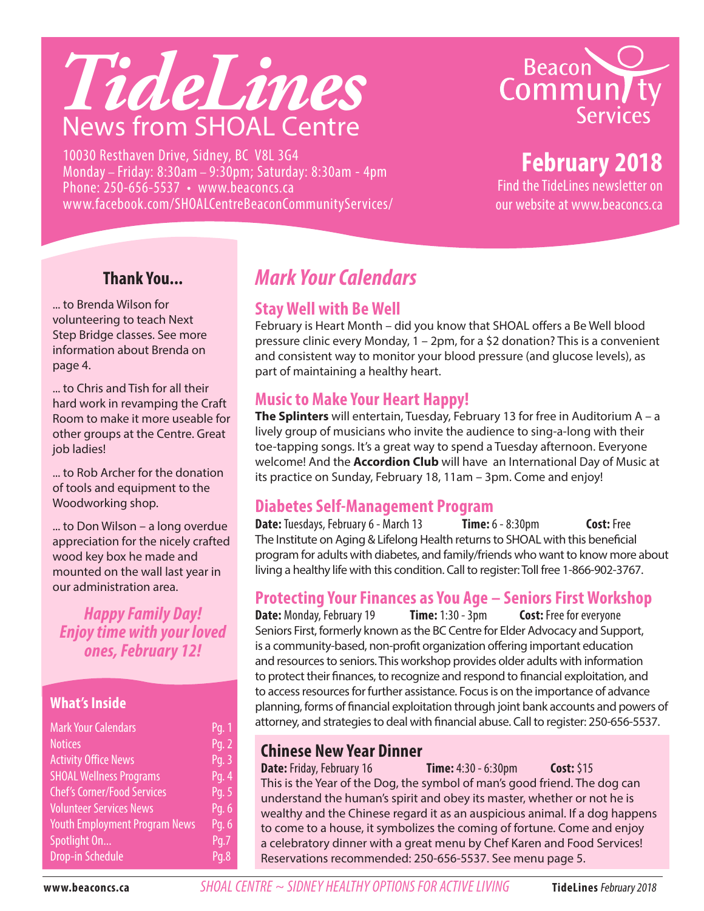# TideLines

## News from SHOAL Centre

10030 Resthaven Drive, Sidney, BC V8L 3G4
Monday – Friday: 8:30am – 9:30pm; Saturday: 8:30am - 4pm
Phone: 250-656-5537 • www.beaconcs.ca
www.facebook.com/SHOALCentreBeaconCommunityServices/

Beacon Community Services

**February 2018**

Find the TideLines newsletter on our website at www.beaconcs.ca

### Thank You...

... to Brenda Wilson for volunteering to teach Next Step Bridge classes. See more information about Brenda on page 4.

... to Chris and Tish for all their hard work in revamping the Craft Room to make it more useable for other groups at the Centre. Great job ladies!

... to Rob Archer for the donation of tools and equipment to the Woodworking shop.

... to Don Wilson – a long overdue appreciation for the nicely crafted wood key box he made and mounted on the wall last year in our administration area.

***Happy Family Day! Enjoy time with your loved ones, February 12!***

### What's Inside

| | |
|---|---|
| Mark Your Calendars | Pg. 1 |
| Notices | Pg. 2 |
| Activity Office News | Pg. 3 |
| SHOAL Wellness Programs | Pg. 4 |
| Chef's Corner/Food Services | Pg. 5 |
| Volunteer Services News | Pg. 6 |
| Youth Employment Program News | Pg. 6 |
| Spotlight On... | Pg.7 |
| Drop-in Schedule | Pg.8 |

## *Mark Your Calendars*

### Stay Well with Be Well

February is Heart Month – did you know that SHOAL offers a Be Well blood pressure clinic every Monday, 1 – 2pm, for a $2 donation? This is a convenient and consistent way to monitor your blood pressure (and glucose levels), as part of maintaining a healthy heart.

### Music to Make Your Heart Happy!

**The Splinters** will entertain, Tuesday, February 13 for free in Auditorium A – a lively group of musicians who invite the audience to sing-a-long with their toe-tapping songs. It's a great way to spend a Tuesday afternoon. Everyone welcome! And the **Accordion Club** will have an International Day of Music at its practice on Sunday, February 18, 11am – 3pm. Come and enjoy!

### Diabetes Self-Management Program

**Date:** Tuesdays, February 6 - March 13 **Time:** 6 - 8:30pm **Cost:** Free

The Institute on Aging & Lifelong Health returns to SHOAL with this beneficial program for adults with diabetes, and family/friends who want to know more about living a healthy life with this condition. Call to register: Toll free 1-866-902-3767.

### Protecting Your Finances as You Age – Seniors First Workshop

**Date:** Monday, February 19 **Time:** 1:30 - 3pm **Cost:** Free for everyone

Seniors First, formerly known as the BC Centre for Elder Advocacy and Support, is a community-based, non-profit organization offering important education and resources to seniors. This workshop provides older adults with information to protect their finances, to recognize and respond to financial exploitation, and to access resources for further assistance. Focus is on the importance of advance planning, forms of financial exploitation through joint bank accounts and powers of attorney, and strategies to deal with financial abuse. Call to register: 250-656-5537.

### Chinese New Year Dinner

**Date:** Friday, February 16 **Time:** 4:30 - 6:30pm **Cost:** $15

This is the Year of the Dog, the symbol of man's good friend. The dog can understand the human's spirit and obey its master, whether or not he is wealthy and the Chinese regard it as an auspicious animal. If a dog happens to come to a house, it symbolizes the coming of fortune. Come and enjoy a celebratory dinner with a great menu by Chef Karen and Food Services! Reservations recommended: 250-656-5537. See menu page 5.

*SHOAL CENTRE ~ SIDNEY HEALTHY OPTIONS FOR ACTIVE LIVING*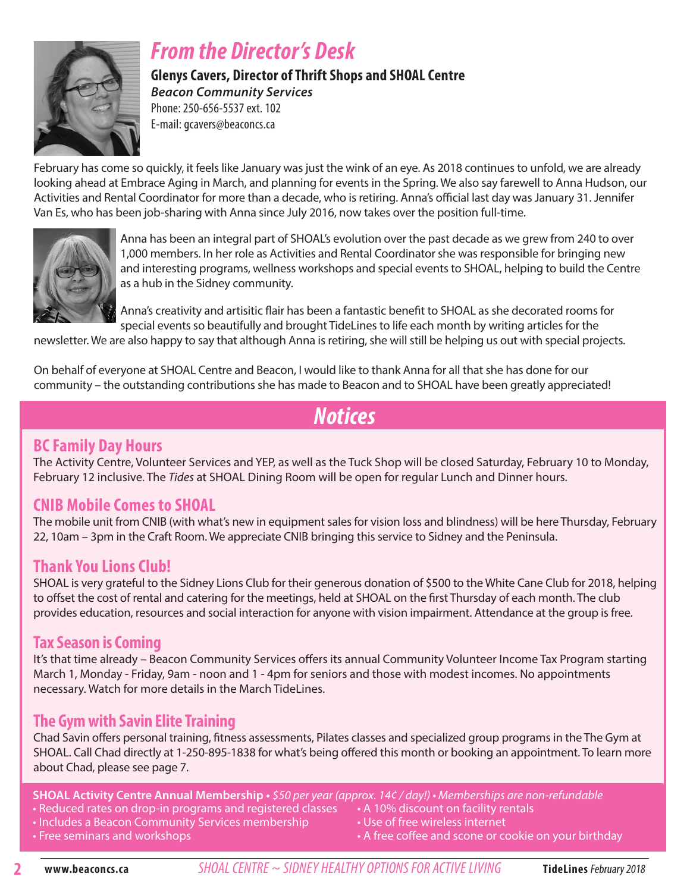# From the Director's Desk

**Glenys Cavers, Director of Thrift Shops and SHOAL Centre**
***Beacon Community Services***
Phone: 250-656-5537 ext. 102
E-mail: gcavers@beaconcs.ca

February has come so quickly, it feels like January was just the wink of an eye. As 2018 continues to unfold, we are already looking ahead at Embrace Aging in March, and planning for events in the Spring. We also say farewell to Anna Hudson, our Activities and Rental Coordinator for more than a decade, who is retiring. Anna's official last day was January 31. Jennifer Van Es, who has been job-sharing with Anna since July 2016, now takes over the position full-time.

Anna has been an integral part of SHOAL's evolution over the past decade as we grew from 240 to over 1,000 members. In her role as Activities and Rental Coordinator she was responsible for bringing new and interesting programs, wellness workshops and special events to SHOAL, helping to build the Centre as a hub in the Sidney community.

Anna's creativity and artisitic flair has been a fantastic benefit to SHOAL as she decorated rooms for special events so beautifully and brought TideLines to life each month by writing articles for the newsletter. We are also happy to say that although Anna is retiring, she will still be helping us out with special projects.

On behalf of everyone at SHOAL Centre and Beacon, I would like to thank Anna for all that she has done for our community – the outstanding contributions she has made to Beacon and to SHOAL have been greatly appreciated!

# Notices

## BC Family Day Hours

The Activity Centre, Volunteer Services and YEP, as well as the Tuck Shop will be closed Saturday, February 10 to Monday, February 12 inclusive. The *Tides* at SHOAL Dining Room will be open for regular Lunch and Dinner hours.

## CNIB Mobile Comes to SHOAL

The mobile unit from CNIB (with what's new in equipment sales for vision loss and blindness) will be here Thursday, February 22, 10am – 3pm in the Craft Room. We appreciate CNIB bringing this service to Sidney and the Peninsula.

## Thank You Lions Club!

SHOAL is very grateful to the Sidney Lions Club for their generous donation of $500 to the White Cane Club for 2018, helping to offset the cost of rental and catering for the meetings, held at SHOAL on the first Thursday of each month. The club provides education, resources and social interaction for anyone with vision impairment. Attendance at the group is free.

## Tax Season is Coming

It's that time already – Beacon Community Services offers its annual Community Volunteer Income Tax Program starting March 1, Monday - Friday, 9am - noon and 1 - 4pm for seniors and those with modest incomes. No appointments necessary. Watch for more details in the March TideLines.

## The Gym with Savin Elite Training

Chad Savin offers personal training, fitness assessments, Pilates classes and specialized group programs in the The Gym at SHOAL. Call Chad directly at 1-250-895-1838 for what's being offered this month or booking an appointment. To learn more about Chad, please see page 7.

**SHOAL Activity Centre Annual Membership** • *$50 per year (approx. 14¢ / day!) • Memberships are non-refundable*

- Reduced rates on drop-in programs and registered classes
- Includes a Beacon Community Services membership
- Free seminars and workshops
- A 10% discount on facility rentals
- Use of free wireless internet
- A free coffee and scone or cookie on your birthday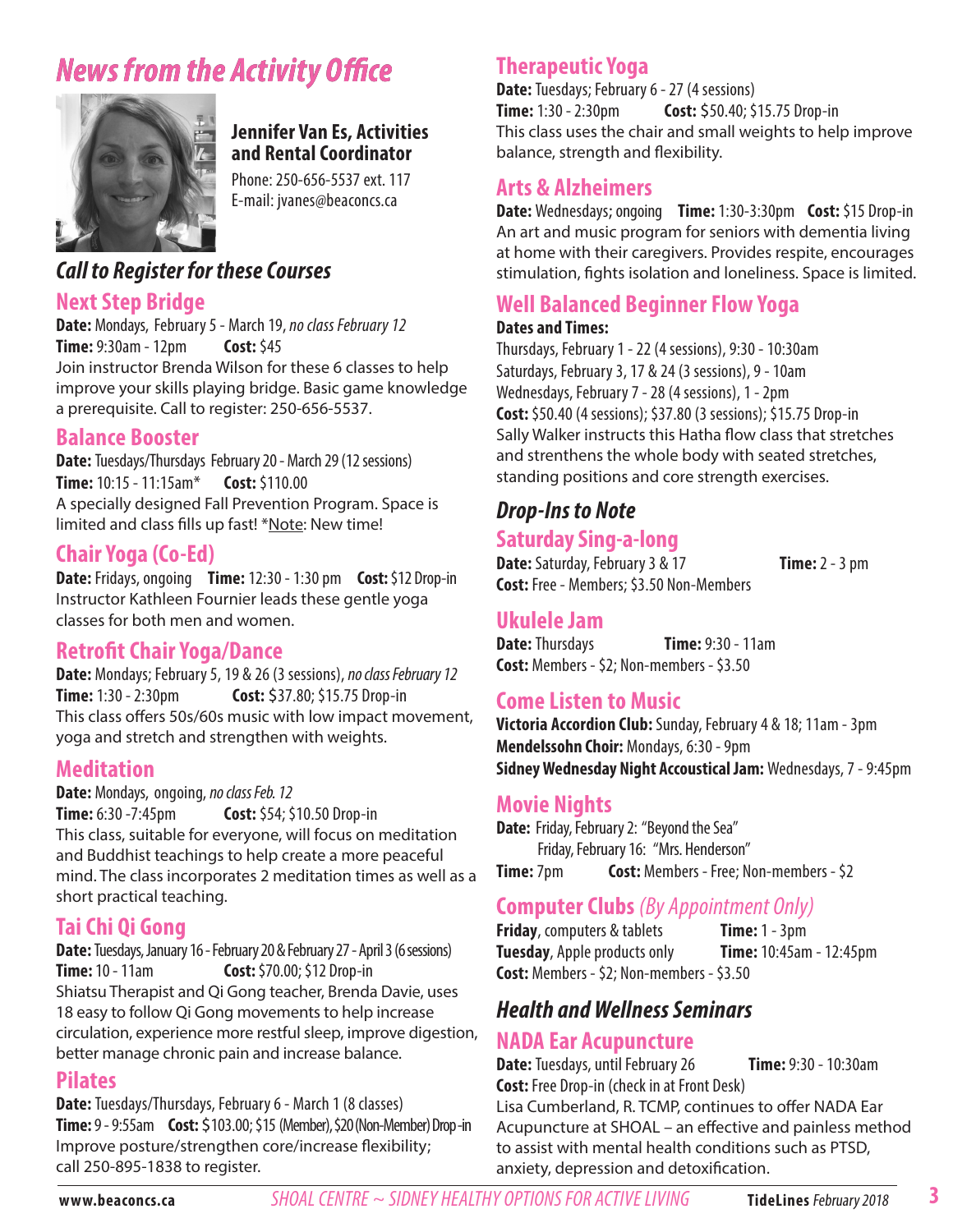# News from the Activity Office

**Jennifer Van Es, Activities and Rental Coordinator**

Phone: 250-656-5537 ext. 117
E-mail: jvanes@beaconcs.ca

## *Call to Register for these Courses*

### Next Step Bridge

**Date:** Mondays, February 5 - March 19, *no class February 12*
**Time:** 9:30am - 12pm **Cost:** $45
Join instructor Brenda Wilson for these 6 classes to help improve your skills playing bridge. Basic game knowledge a prerequisite. Call to register: 250-656-5537.

### Balance Booster

**Date:** Tuesdays/Thursdays February 20 - March 29 (12 sessions)
**Time:** 10:15 - 11:15am* **Cost:** $110.00
A specially designed Fall Prevention Program. Space is limited and class fills up fast! *Note: New time!

### Chair Yoga (Co-Ed)

**Date:** Fridays, ongoing **Time:** 12:30 - 1:30 pm **Cost:** $12 Drop-in
Instructor Kathleen Fournier leads these gentle yoga classes for both men and women.

### Retrofit Chair Yoga/Dance

**Date:** Mondays; February 5, 19 & 26 (3 sessions), *no class February 12*
**Time:** 1:30 - 2:30pm **Cost:** $37.80; $15.75 Drop-in
This class offers 50s/60s music with low impact movement, yoga and stretch and strengthen with weights.

### Meditation

**Date:** Mondays, ongoing, *no class Feb. 12*
**Time:** 6:30 -7:45pm **Cost:** $54; $10.50 Drop-in
This class, suitable for everyone, will focus on meditation and Buddhist teachings to help create a more peaceful mind. The class incorporates 2 meditation times as well as a short practical teaching.

### Tai Chi Qi Gong

**Date:** Tuesdays, January 16 - February 20 & February 27 - April 3 (6 sessions)
**Time:** 10 - 11am **Cost:** $70.00; $12 Drop-in
Shiatsu Therapist and Qi Gong teacher, Brenda Davie, uses 18 easy to follow Qi Gong movements to help increase circulation, experience more restful sleep, improve digestion, better manage chronic pain and increase balance.

### Pilates

**Date:** Tuesdays/Thursdays, February 6 - March 1 (8 classes)
**Time:** 9 - 9:55am **Cost:** $103.00; $15 (Member), $20 (Non-Member) Drop-in
Improve posture/strengthen core/increase flexibility; call 250-895-1838 to register.

### Therapeutic Yoga

**Date:** Tuesdays; February 6 - 27 (4 sessions)
**Time:** 1:30 - 2:30pm **Cost:** $50.40; $15.75 Drop-in
This class uses the chair and small weights to help improve balance, strength and flexibility.

### Arts & Alzheimers

**Date:** Wednesdays; ongoing **Time:** 1:30-3:30pm **Cost:** $15 Drop-in
An art and music program for seniors with dementia living at home with their caregivers. Provides respite, encourages stimulation, fights isolation and loneliness. Space is limited.

### Well Balanced Beginner Flow Yoga

**Dates and Times:**
Thursdays, February 1 - 22 (4 sessions), 9:30 - 10:30am
Saturdays, February 3, 17 & 24 (3 sessions), 9 - 10am
Wednesdays, February 7 - 28 (4 sessions), 1 - 2pm
**Cost:** $50.40 (4 sessions); $37.80 (3 sessions); $15.75 Drop-in
Sally Walker instructs this Hatha flow class that stretches and strenthens the whole body with seated stretches, standing positions and core strength exercises.

## *Drop-Ins to Note*

### Saturday Sing-a-long

**Date:** Saturday, February 3 & 17 **Time:** 2 - 3 pm
**Cost:** Free - Members; $3.50 Non-Members

### Ukulele Jam

**Date:** Thursdays **Time:** 9:30 - 11am
**Cost:** Members - $2; Non-members - $3.50

### Come Listen to Music

**Victoria Accordion Club:** Sunday, February 4 & 18; 11am - 3pm
**Mendelssohn Choir:** Mondays, 6:30 - 9pm
**Sidney Wednesday Night Accoustical Jam:** Wednesdays, 7 - 9:45pm

### Movie Nights

**Date:** Friday, February 2: "Beyond the Sea"
Friday, February 16: "Mrs. Henderson"
**Time:** 7pm **Cost:** Members - Free; Non-members - $2

### Computer Clubs *(By Appointment Only)*

**Friday**, computers & tablets **Time:** 1 - 3pm
**Tuesday**, Apple products only **Time:** 10:45am - 12:45pm
**Cost:** Members - $2; Non-members - $3.50

## *Health and Wellness Seminars*

### NADA Ear Acupuncture

**Date:** Tuesdays, until February 26 **Time:** 9:30 - 10:30am
**Cost:** Free Drop-in (check in at Front Desk)
Lisa Cumberland, R. TCMP, continues to offer NADA Ear Acupuncture at SHOAL – an effective and painless method to assist with mental health conditions such as PTSD, anxiety, depression and detoxification.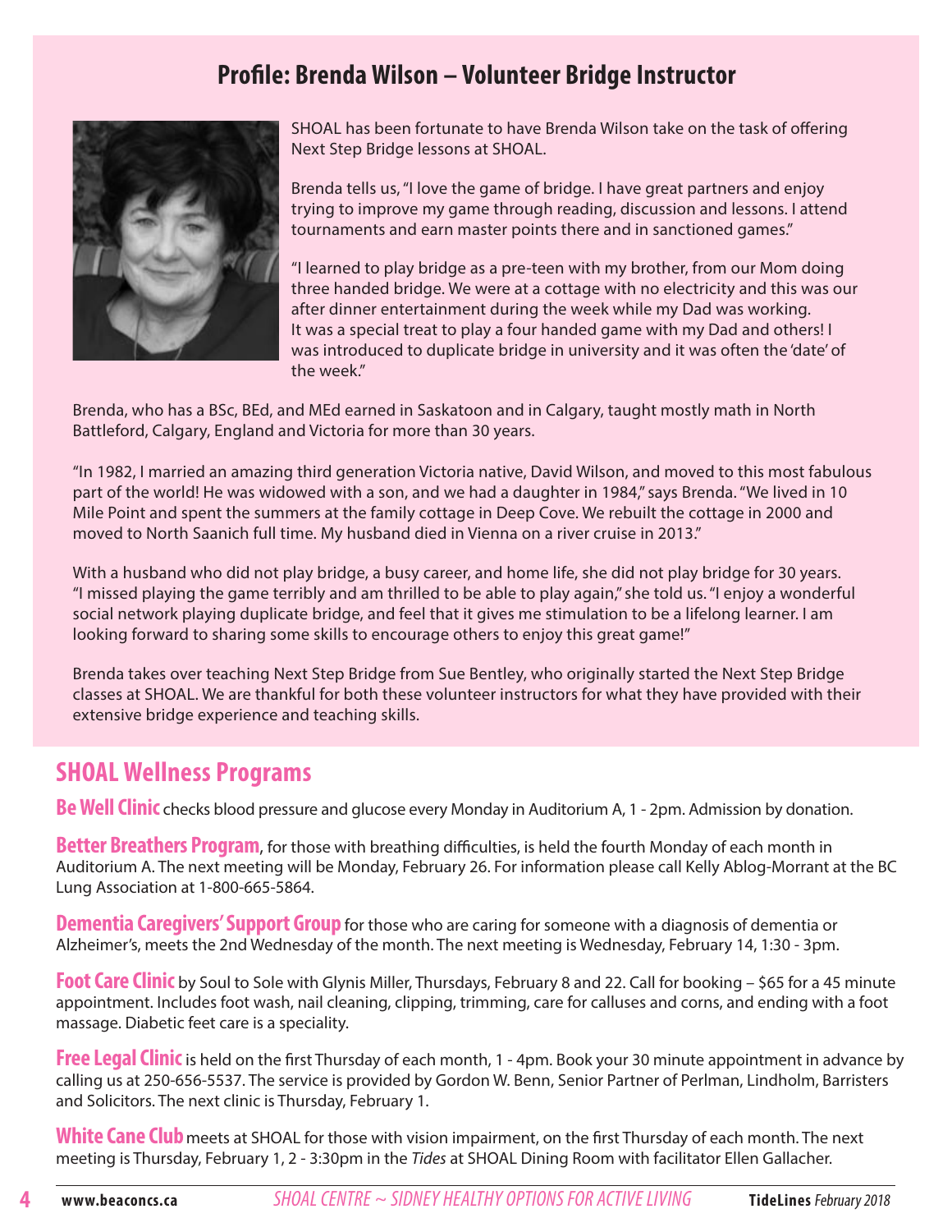## Profile: Brenda Wilson – Volunteer Bridge Instructor

SHOAL has been fortunate to have Brenda Wilson take on the task of offering Next Step Bridge lessons at SHOAL.

Brenda tells us, "I love the game of bridge. I have great partners and enjoy trying to improve my game through reading, discussion and lessons. I attend tournaments and earn master points there and in sanctioned games."

"I learned to play bridge as a pre-teen with my brother, from our Mom doing three handed bridge. We were at a cottage with no electricity and this was our after dinner entertainment during the week while my Dad was working. It was a special treat to play a four handed game with my Dad and others! I was introduced to duplicate bridge in university and it was often the 'date' of the week."

Brenda, who has a BSc, BEd, and MEd earned in Saskatoon and in Calgary, taught mostly math in North Battleford, Calgary, England and Victoria for more than 30 years.

"In 1982, I married an amazing third generation Victoria native, David Wilson, and moved to this most fabulous part of the world! He was widowed with a son, and we had a daughter in 1984," says Brenda. "We lived in 10 Mile Point and spent the summers at the family cottage in Deep Cove. We rebuilt the cottage in 2000 and moved to North Saanich full time. My husband died in Vienna on a river cruise in 2013."

With a husband who did not play bridge, a busy career, and home life, she did not play bridge for 30 years. "I missed playing the game terribly and am thrilled to be able to play again," she told us. "I enjoy a wonderful social network playing duplicate bridge, and feel that it gives me stimulation to be a lifelong learner. I am looking forward to sharing some skills to encourage others to enjoy this great game!"

Brenda takes over teaching Next Step Bridge from Sue Bentley, who originally started the Next Step Bridge classes at SHOAL. We are thankful for both these volunteer instructors for what they have provided with their extensive bridge experience and teaching skills.

## SHOAL Wellness Programs

**Be Well Clinic** checks blood pressure and glucose every Monday in Auditorium A, 1 - 2pm. Admission by donation.

**Better Breathers Program**, for those with breathing difficulties, is held the fourth Monday of each month in Auditorium A. The next meeting will be Monday, February 26. For information please call Kelly Ablog-Morrant at the BC Lung Association at 1-800-665-5864.

**Dementia Caregivers' Support Group** for those who are caring for someone with a diagnosis of dementia or Alzheimer's, meets the 2nd Wednesday of the month. The next meeting is Wednesday, February 14, 1:30 - 3pm.

**Foot Care Clinic** by Soul to Sole with Glynis Miller, Thursdays, February 8 and 22. Call for booking – $65 for a 45 minute appointment. Includes foot wash, nail cleaning, clipping, trimming, care for calluses and corns, and ending with a foot massage. Diabetic feet care is a speciality.

**Free Legal Clinic** is held on the first Thursday of each month, 1 - 4pm. Book your 30 minute appointment in advance by calling us at 250-656-5537. The service is provided by Gordon W. Benn, Senior Partner of Perlman, Lindholm, Barristers and Solicitors. The next clinic is Thursday, February 1.

**White Cane Club** meets at SHOAL for those with vision impairment, on the first Thursday of each month. The next meeting is Thursday, February 1, 2 - 3:30pm in the *Tides* at SHOAL Dining Room with facilitator Ellen Gallacher.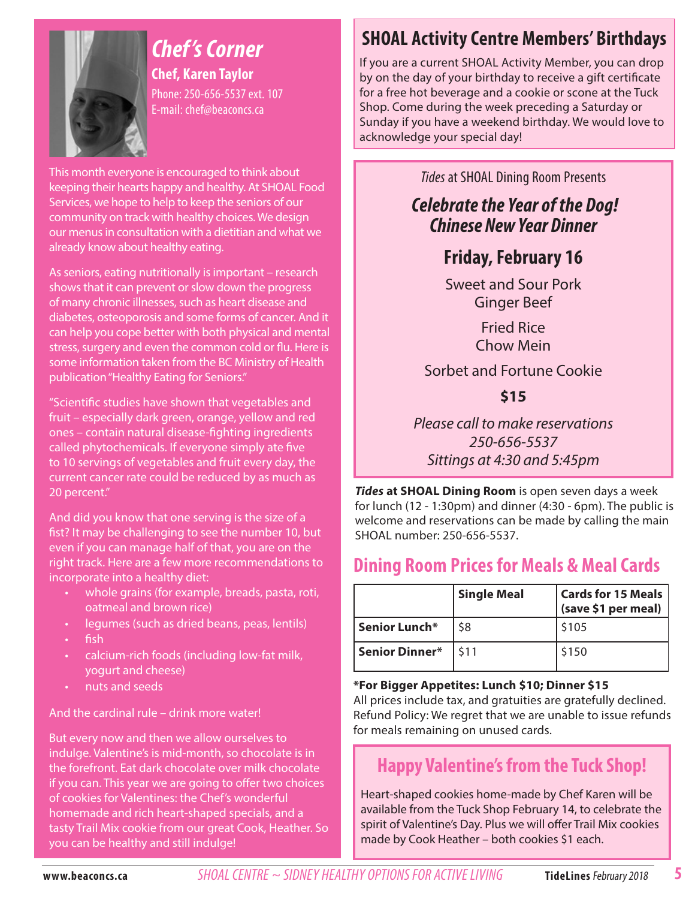## Chef's Corner

**Chef, Karen Taylor**
Phone: 250-656-5537 ext. 107
E-mail: chef@beaconcs.ca

This month everyone is encouraged to think about keeping their hearts happy and healthy. At SHOAL Food Services, we hope to help to keep the seniors of our community on track with healthy choices. We design our menus in consultation with a dietitian and what we already know about healthy eating.

As seniors, eating nutritionally is important – research shows that it can prevent or slow down the progress of many chronic illnesses, such as heart disease and diabetes, osteoporosis and some forms of cancer. And it can help you cope better with both physical and mental stress, surgery and even the common cold or flu. Here is some information taken from the BC Ministry of Health publication "Healthy Eating for Seniors."

"Scientific studies have shown that vegetables and fruit – especially dark green, orange, yellow and red ones – contain natural disease-fighting ingredients called phytochemicals. If everyone simply ate five to 10 servings of vegetables and fruit every day, the current cancer rate could be reduced by as much as 20 percent."

And did you know that one serving is the size of a fist? It may be challenging to see the number 10, but even if you can manage half of that, you are on the right track. Here are a few more recommendations to incorporate into a healthy diet:

- whole grains (for example, breads, pasta, roti, oatmeal and brown rice)
- legumes (such as dried beans, peas, lentils)
- fish
- calcium-rich foods (including low-fat milk, yogurt and cheese)
- nuts and seeds

And the cardinal rule – drink more water!

But every now and then we allow ourselves to indulge. Valentine's is mid-month, so chocolate is in the forefront. Eat dark chocolate over milk chocolate if you can. This year we are going to offer two choices of cookies for Valentines: the Chef's wonderful homemade and rich heart-shaped specials, and a tasty Trail Mix cookie from our great Cook, Heather. So you can be healthy and still indulge!

## SHOAL Activity Centre Members' Birthdays

If you are a current SHOAL Activity Member, you can drop by on the day of your birthday to receive a gift certificate for a free hot beverage and a cookie or scone at the Tuck Shop. Come during the week preceding a Saturday or Sunday if you have a weekend birthday. We would love to acknowledge your special day!

*Tides* at SHOAL Dining Room Presents

### *Celebrate the Year of the Dog! Chinese New Year Dinner*

**Friday, February 16**

Sweet and Sour Pork
Ginger Beef

Fried Rice
Chow Mein

Sorbet and Fortune Cookie

**$15**

*Please call to make reservations*
*250-656-5537*
*Sittings at 4:30 and 5:45pm*

***Tides* at SHOAL Dining Room** is open seven days a week for lunch (12 - 1:30pm) and dinner (4:30 - 6pm). The public is welcome and reservations can be made by calling the main SHOAL number: 250-656-5537.

## Dining Room Prices for Meals & Meal Cards

| | Single Meal | Cards for 15 Meals (save $1 per meal) |
|---|---|---|
| **Senior Lunch*** | $8 | $105 |
| **Senior Dinner*** | $11 | $150 |

***For Bigger Appetites: Lunch $10; Dinner $15**
All prices include tax, and gratuities are gratefully declined. Refund Policy: We regret that we are unable to issue refunds for meals remaining on unused cards.

## Happy Valentine's from the Tuck Shop!

Heart-shaped cookies home-made by Chef Karen will be available from the Tuck Shop February 14, to celebrate the spirit of Valentine's Day. Plus we will offer Trail Mix cookies made by Cook Heather – both cookies $1 each.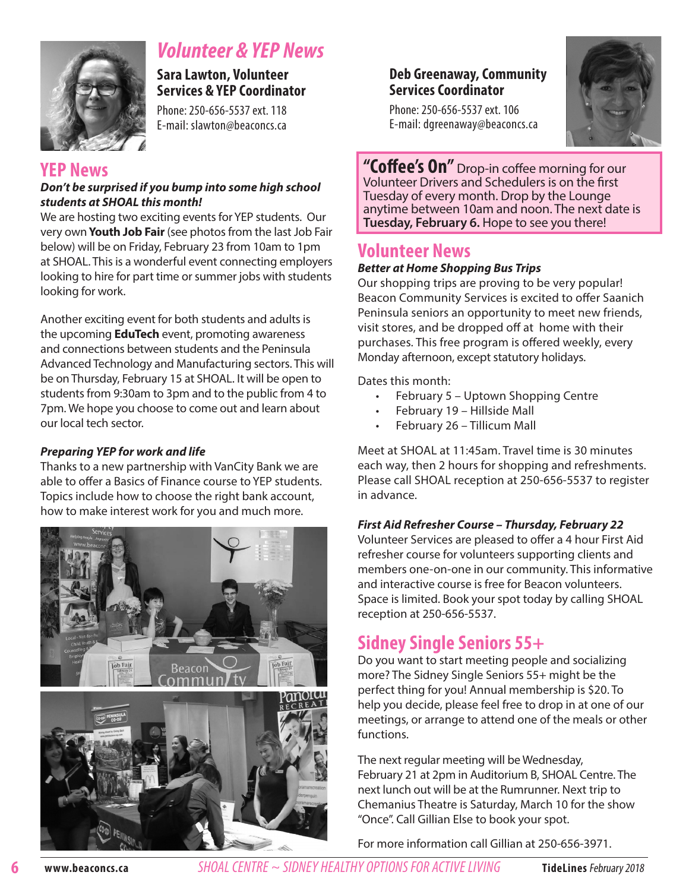# Volunteer & YEP News

**Sara Lawton, Volunteer Services & YEP Coordinator**

Phone: 250-656-5537 ext. 118
E-mail: slawton@beaconcs.ca

## YEP News

***Don't be surprised if you bump into some high school students at SHOAL this month!***

We are hosting two exciting events for YEP students. Our very own **Youth Job Fair** (see photos from the last Job Fair below) will be on Friday, February 23 from 10am to 1pm at SHOAL. This is a wonderful event connecting employers looking to hire for part time or summer jobs with students looking for work.

Another exciting event for both students and adults is the upcoming **EduTech** event, promoting awareness and connections between students and the Peninsula Advanced Technology and Manufacturing sectors. This will be on Thursday, February 15 at SHOAL. It will be open to students from 9:30am to 3pm and to the public from 4 to 7pm. We hope you choose to come out and learn about our local tech sector.

***Preparing YEP for work and life***

Thanks to a new partnership with VanCity Bank we are able to offer a Basics of Finance course to YEP students. Topics include how to choose the right bank account, how to make interest work for you and much more.

**Deb Greenaway, Community Services Coordinator**

Phone: 250-656-5537 ext. 106
E-mail: dgreenaway@beaconcs.ca

**"Coffee's On"** Drop-in coffee morning for our Volunteer Drivers and Schedulers is on the first Tuesday of every month. Drop by the Lounge anytime between 10am and noon. The next date is **Tuesday, February 6.** Hope to see you there!

## Volunteer News

***Better at Home Shopping Bus Trips***

Our shopping trips are proving to be very popular! Beacon Community Services is excited to offer Saanich Peninsula seniors an opportunity to meet new friends, visit stores, and be dropped off at home with their purchases. This free program is offered weekly, every Monday afternoon, except statutory holidays.

Dates this month:

- February 5 – Uptown Shopping Centre
- February 19 – Hillside Mall
- February 26 – Tillicum Mall

Meet at SHOAL at 11:45am. Travel time is 30 minutes each way, then 2 hours for shopping and refreshments. Please call SHOAL reception at 250-656-5537 to register in advance.

***First Aid Refresher Course – Thursday, February 22***

Volunteer Services are pleased to offer a 4 hour First Aid refresher course for volunteers supporting clients and members one-on-one in our community. This informative and interactive course is free for Beacon volunteers. Space is limited. Book your spot today by calling SHOAL reception at 250-656-5537.

## Sidney Single Seniors 55+

Do you want to start meeting people and socializing more? The Sidney Single Seniors 55+ might be the perfect thing for you! Annual membership is $20. To help you decide, please feel free to drop in at one of our meetings, or arrange to attend one of the meals or other functions.

The next regular meeting will be Wednesday, February 21 at 2pm in Auditorium B, SHOAL Centre. The next lunch out will be at the Rumrunner. Next trip to Chemanius Theatre is Saturday, March 10 for the show "Once". Call Gillian Else to book your spot.

For more information call Gillian at 250-656-3971.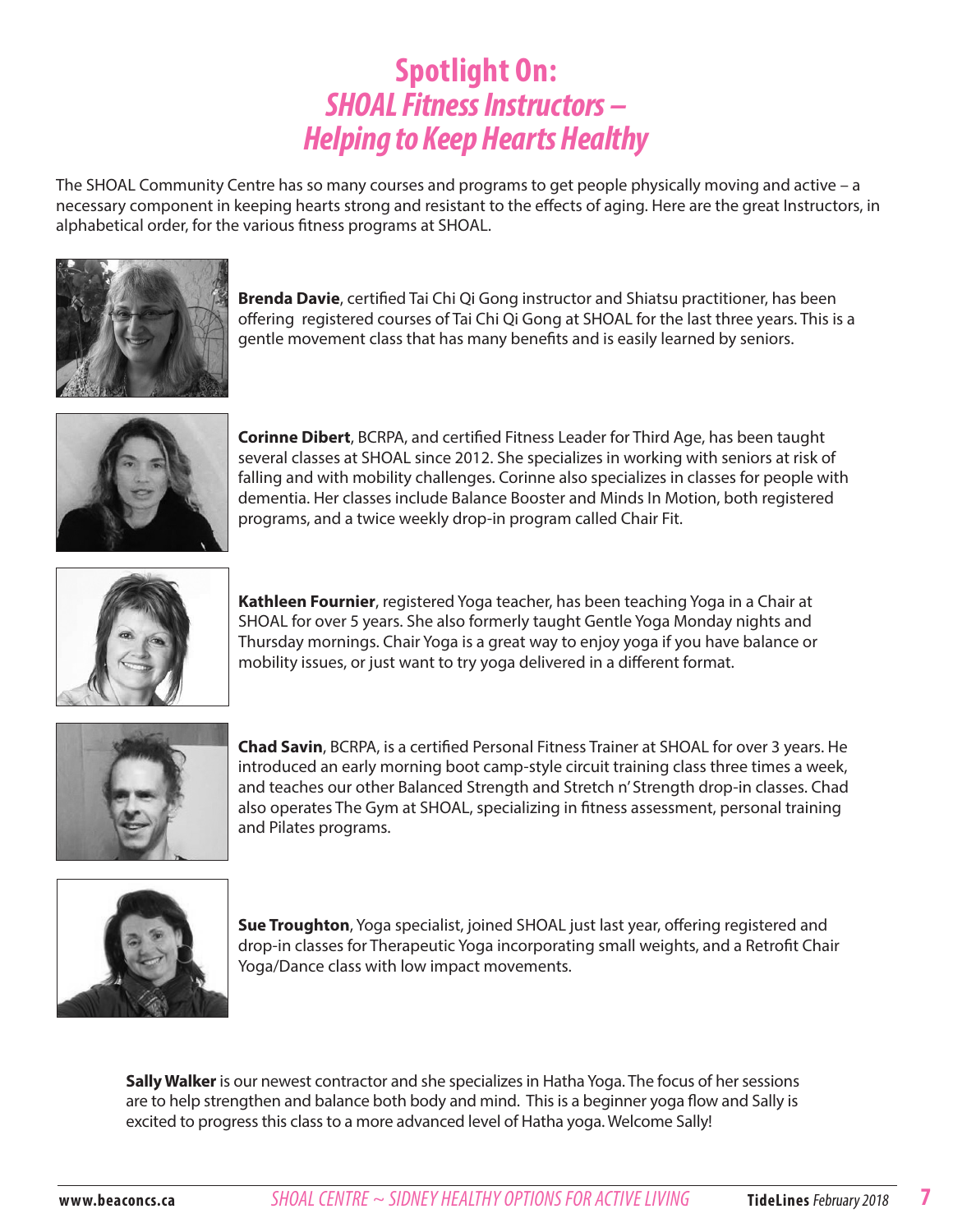# Spotlight On: *SHOAL Fitness Instructors – Helping to Keep Hearts Healthy*

The SHOAL Community Centre has so many courses and programs to get people physically moving and active – a necessary component in keeping hearts strong and resistant to the effects of aging. Here are the great Instructors, in alphabetical order, for the various fitness programs at SHOAL.

**Brenda Davie**, certified Tai Chi Qi Gong instructor and Shiatsu practitioner, has been offering registered courses of Tai Chi Qi Gong at SHOAL for the last three years. This is a gentle movement class that has many benefits and is easily learned by seniors.

**Corinne Dibert**, BCRPA, and certified Fitness Leader for Third Age, has been taught several classes at SHOAL since 2012. She specializes in working with seniors at risk of falling and with mobility challenges. Corinne also specializes in classes for people with dementia. Her classes include Balance Booster and Minds In Motion, both registered programs, and a twice weekly drop-in program called Chair Fit.

**Kathleen Fournier**, registered Yoga teacher, has been teaching Yoga in a Chair at SHOAL for over 5 years. She also formerly taught Gentle Yoga Monday nights and Thursday mornings. Chair Yoga is a great way to enjoy yoga if you have balance or mobility issues, or just want to try yoga delivered in a different format.

**Chad Savin**, BCRPA, is a certified Personal Fitness Trainer at SHOAL for over 3 years. He introduced an early morning boot camp-style circuit training class three times a week, and teaches our other Balanced Strength and Stretch n' Strength drop-in classes. Chad also operates The Gym at SHOAL, specializing in fitness assessment, personal training and Pilates programs.

**Sue Troughton**, Yoga specialist, joined SHOAL just last year, offering registered and drop-in classes for Therapeutic Yoga incorporating small weights, and a Retrofit Chair Yoga/Dance class with low impact movements.

**Sally Walker** is our newest contractor and she specializes in Hatha Yoga. The focus of her sessions are to help strengthen and balance both body and mind. This is a beginner yoga flow and Sally is excited to progress this class to a more advanced level of Hatha yoga. Welcome Sally!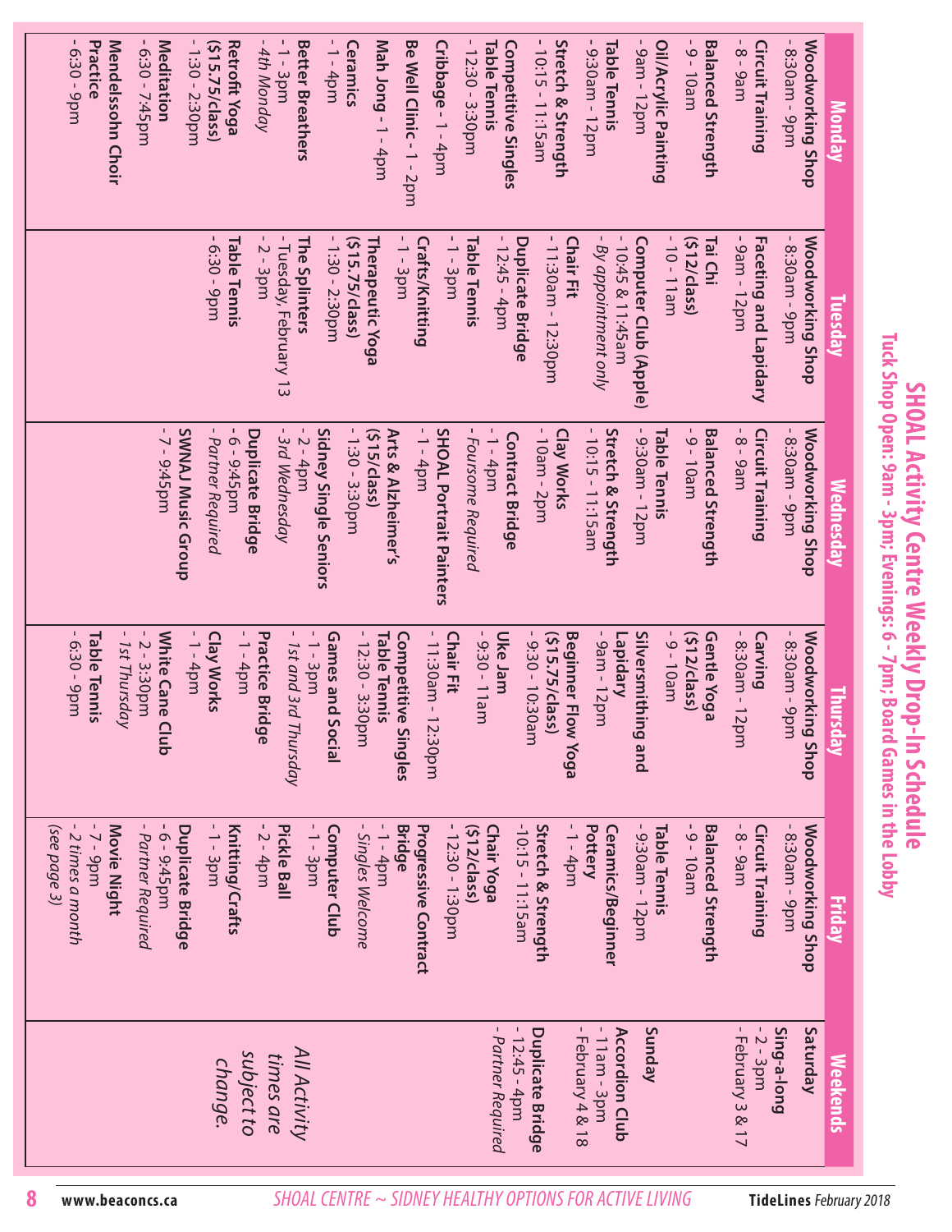# SHOAL Activity Centre Weekly Drop-In Schedule

**Tuck Shop Open: 9am - 3pm; Evenings: 6 - 7pm; Board Games in the Lobby**

| Monday | Tuesday | Wednesday | Thursday | Friday | Weekends |
|---|---|---|---|---|---|
| **Woodworking Shop** - 8:30am - 9pm<br>**Circuit Training** - 8 - 9am<br>**Balanced Strength** - 9 - 10am<br>**Oil/Acrylic Painting** - 9am - 12pm<br>**Table Tennis** - 9:30am - 12pm<br>**Stretch & Strength** - 10:15 - 11:15am<br>**Competitive Singles Table Tennis** - 12:30 - 3:30pm<br>**Cribbage** - 1 - 4pm<br>**Be Well Clinic** - 1 - 2pm<br>**Mah Jong** - 1 - 4pm<br>**Ceramics** - 1 - 4pm<br>**Better Breathers** - 1 - 3pm - *4th Monday*<br>**Retrofit Yoga ($15.75/class)** - 1:30 - 2:30pm<br>**Meditation** - 6:30 - 7:45pm<br>**Mendelssohn Choir Practice** - 6:30 - 9pm | **Woodworking Shop** - 8:30am - 9pm<br>**Faceting and Lapidary** - 9am - 12pm<br>**Tai Chi ($12/class)** - 10 - 11am<br>**Computer Club (Apple)** - 10:45 & 11:45am - *By appointment only*<br>**Chair Fit** - 11:30am - 12:30pm<br>**Duplicate Bridge** - 12:45 - 4pm<br>**Table Tennis** - 1 - 3pm<br>**Crafts/Knitting** - 1 - 3pm<br>**Therapeutic Yoga ($15.75/class)** - 1:30 - 2:30pm<br>**The Splinters** - Tuesday, February 13 - 2 - 3pm<br>**Table Tennis** - 6:30 - 9pm | **Woodworking Shop** - 8:30am - 9pm<br>**Circuit Training** - 8 - 9am<br>**Balanced Strength** - 9 - 10am<br>**Table Tennis** - 9:30am - 12pm<br>**Stretch & Strength** - 10:15 - 11:15am<br>**Clay Works** - 10am - 2pm<br>**Contract Bridge** - 1 - 4pm - *Foursome Required*<br>**SHOAL Portrait Painters** - 1 - 4pm<br>**Arts & Alzheimer's ($15/class)** - 1:30 - 3:30pm<br>**Sidney Single Seniors** - 2 - 4pm - *3rd Wednesday*<br>**Duplicate Bridge** - 6 - 9:45pm - *Partner Required*<br>**SWNAJ Music Group** - 7 - 9:45pm | **Woodworking Shop** - 8:30am - 9pm<br>**Carving** - 8:30am - 12pm<br>**Gentle Yoga ($12/class)** - 9 - 10am<br>**Silversmithing and Lapidary** - 9am - 12pm<br>**Beginner Flow Yoga ($15.75/class)** - 9:30 - 10:30am<br>**Uke Jam** - 9:30 - 11am<br>**Chair Fit** - 11:30am - 12:30pm<br>**Competitive Singles Table Tennis** - 12:30 - 3:30pm<br>**Games and Social** - 1 - 3pm - *1st and 3rd Thursday*<br>**Practice Bridge** - 1 - 4pm<br>**Clay Works** - 1 - 4pm<br>**White Cane Club** - 2 - 3:30pm - *1st Thursday*<br>**Table Tennis** - 6:30 - 9pm | **Woodworking Shop** - 8:30am - 9pm<br>**Circuit Training** - 8 - 9am<br>**Balanced Strength** - 9 - 10am<br>**Table Tennis** - 9:30am - 12pm<br>**Ceramics/Beginner Pottery** - 1 - 4pm<br>**Stretch & Strength** - 10:15 - 11:15am<br>**Chair Yoga ($12/class)** - 12:30 - 1:30pm<br>**Progressive Contract Bridge** - 1 - 4pm - *Singles Welcome*<br>**Computer Club** - 1 - 3pm<br>**Pickle Ball** - 2 - 4pm<br>**Knitting/Crafts** - 1 - 3pm<br>**Duplicate Bridge** - 6 - 9:45pm - *Partner Required*<br>**Movie Night** - 7 - 9pm - *2 times a month (see page 3)* | **Saturday**<br>**Sing-a-long** - 2 - 3pm - February 3 & 17<br>**Sunday**<br>**Accordion Club** - 11am - 3pm - February 4 & 18<br>**Duplicate Bridge** - 12:45 - 4pm - *Partner Required*<br>*All Activity times are subject to change.* |

www.beaconcs.ca — *SHOAL CENTRE ~ SIDNEY HEALTHY OPTIONS FOR ACTIVE LIVING* — **TideLines** *February 2018*